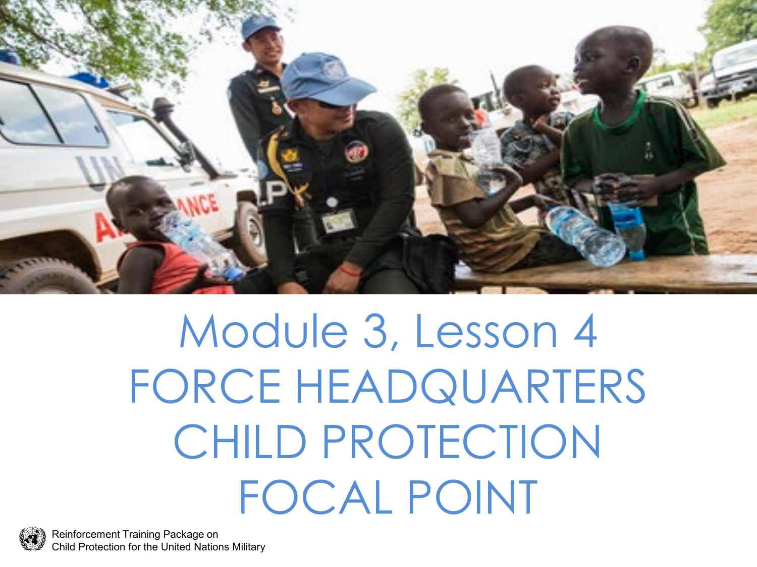# Module 3, Lesson 4
# FORCE HEADQUARTERS CHILD PROTECTION FOCAL POINT

Reinforcement Training Package on
Child Protection for the United Nations Military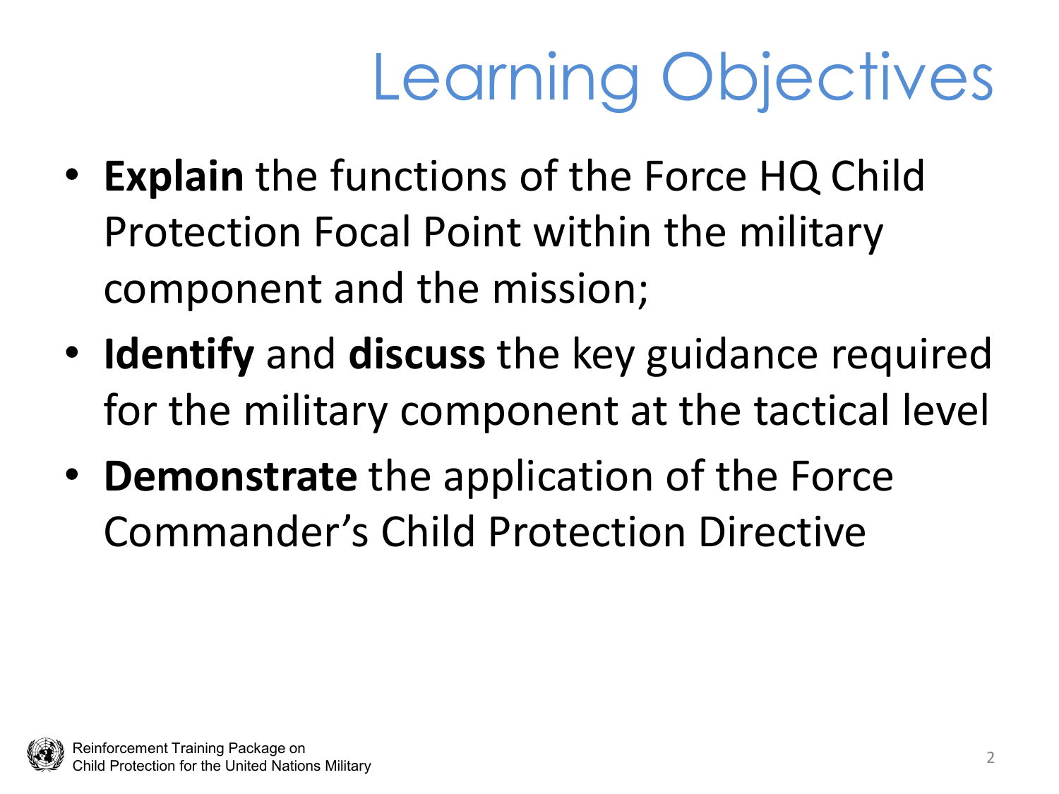# Learning Objectives

- **Explain** the functions of the Force HQ Child Protection Focal Point within the military component and the mission;
- **Identify** and **discuss** the key guidance required for the military component at the tactical level
- **Demonstrate** the application of the Force Commander's Child Protection Directive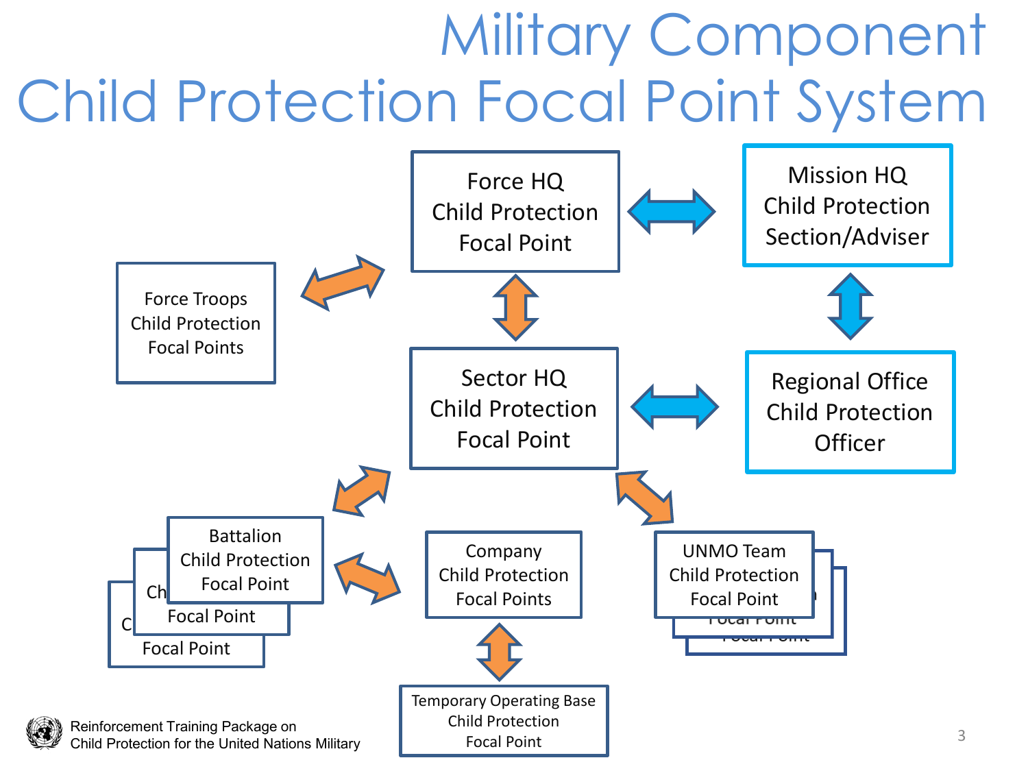# Military Component Child Protection Focal Point System

- Force HQ Child Protection Focal Point
- Mission HQ Child Protection Section/Adviser
- Force Troops Child Protection Focal Points
- Sector HQ Child Protection Focal Point
- Regional Office Child Protection Officer
- Battalion Child Protection Focal Point
- Company Child Protection Focal Points
- UNMO Team Child Protection Focal Point
- Temporary Operating Base Child Protection Focal Point

Reinforcement Training Package on Child Protection for the United Nations Military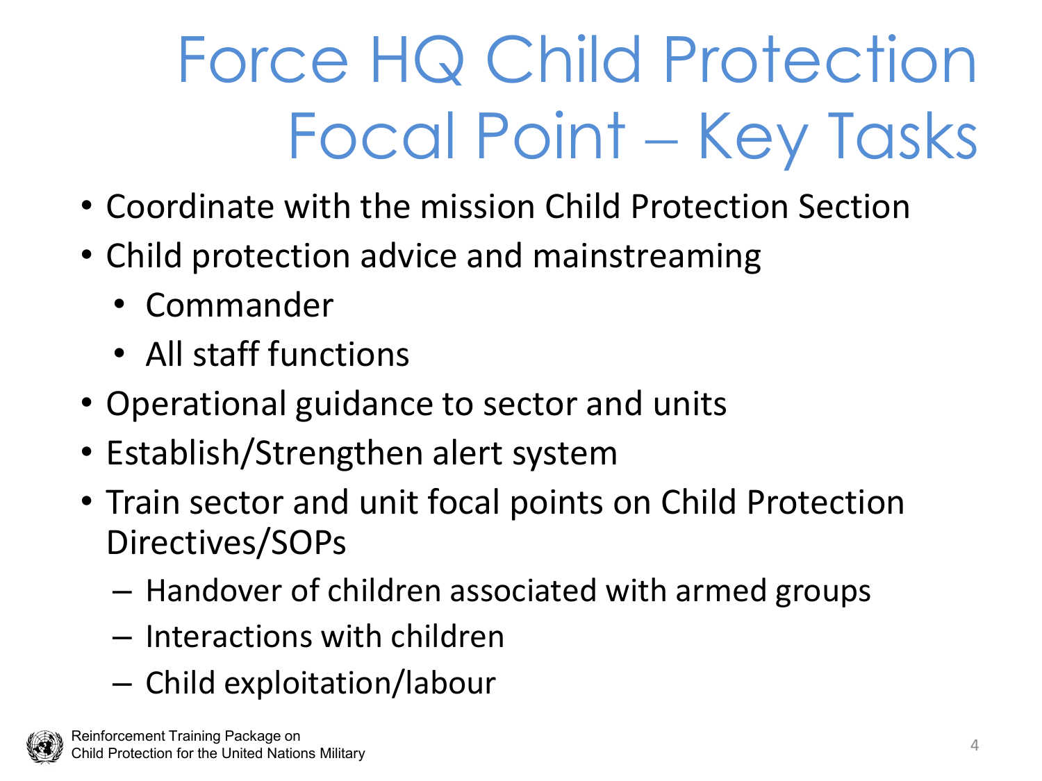# Force HQ Child Protection Focal Point – Key Tasks

- Coordinate with the mission Child Protection Section
- Child protection advice and mainstreaming
  - Commander
  - All staff functions
- Operational guidance to sector and units
- Establish/Strengthen alert system
- Train sector and unit focal points on Child Protection Directives/SOPs
  - Handover of children associated with armed groups
  - Interactions with children
  - Child exploitation/labour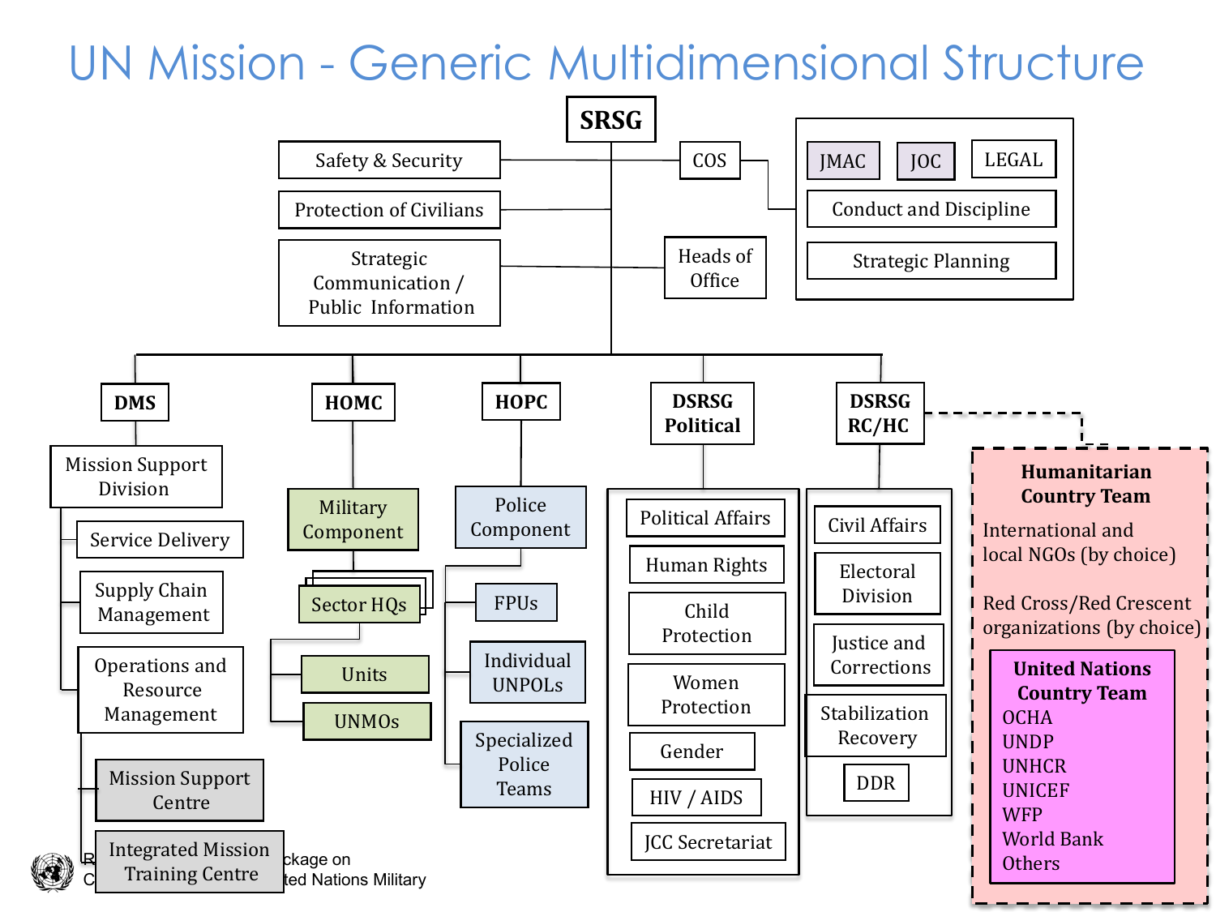# UN Mission - Generic Multidimensional Structure

**SRSG**

- Safety & Security
- Protection of Civilians
- Strategic Communication / Public Information
- COS
  - JMAC
  - JOC
  - LEGAL
  - Conduct and Discipline
  - Strategic Planning
- Heads of Office

**DMS**
- Mission Support Division
  - Service Delivery
  - Supply Chain Management
  - Operations and Resource Management
  - Mission Support Centre
  - Integrated Mission Training Centre

**HOMC**
- Military Component
  - Sector HQs
    - Units
    - UNMOs

**HOPC**
- Police Component
  - FPUs
  - Individual UNPOLs
  - Specialized Police Teams

**DSRSG Political**
- Political Affairs
- Human Rights
- Child Protection
- Women Protection
- Gender
- HIV / AIDS
- JCC Secretariat

**DSRSG RC/HC**
- Civil Affairs
- Electoral Division
- Justice and Corrections
- Stabilization Recovery
- DDR

**Humanitarian Country Team**

International and local NGOs (by choice)

Red Cross/Red Crescent organizations (by choice)

**United Nations Country Team**
- OCHA
- UNDP
- UNHCR
- UNICEF
- WFP
- World Bank
- Others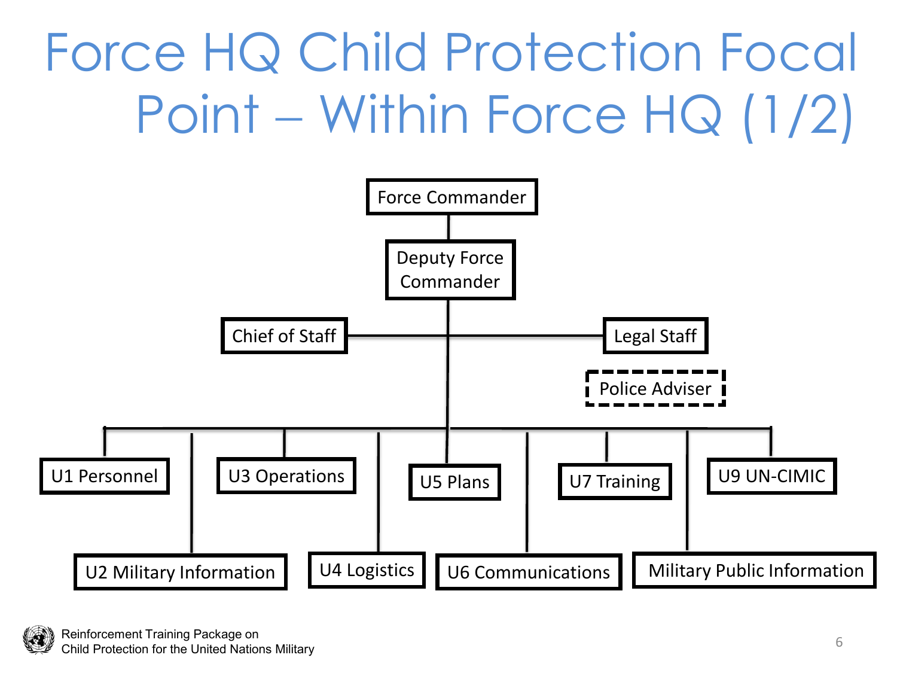# Force HQ Child Protection Focal Point – Within Force HQ (1/2)

- Force Commander
  - Deputy Force Commander
    - Chief of Staff
    - Legal Staff
    - Police Adviser
    - U1 Personnel
    - U2 Military Information
    - U3 Operations
    - U4 Logistics
    - U5 Plans
    - U6 Communications
    - U7 Training
    - Military Public Information
    - U9 UN-CIMIC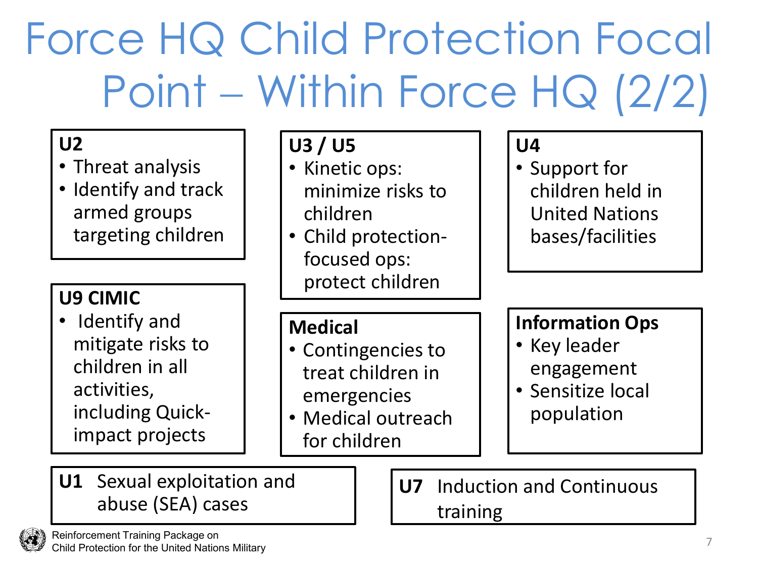# Force HQ Child Protection Focal Point – Within Force HQ (2/2)

**U2**
- Threat analysis
- Identify and track armed groups targeting children

**U3 / U5**
- Kinetic ops: minimize risks to children
- Child protection-focused ops: protect children

**U4**
- Support for children held in United Nations bases/facilities

**U9 CIMIC**
- Identify and mitigate risks to children in all activities, including Quick-impact projects

**Medical**
- Contingencies to treat children in emergencies
- Medical outreach for children

**Information Ops**
- Key leader engagement
- Sensitize local population

**U1** Sexual exploitation and abuse (SEA) cases

**U7** Induction and Continuous training

Reinforcement Training Package on Child Protection for the United Nations Military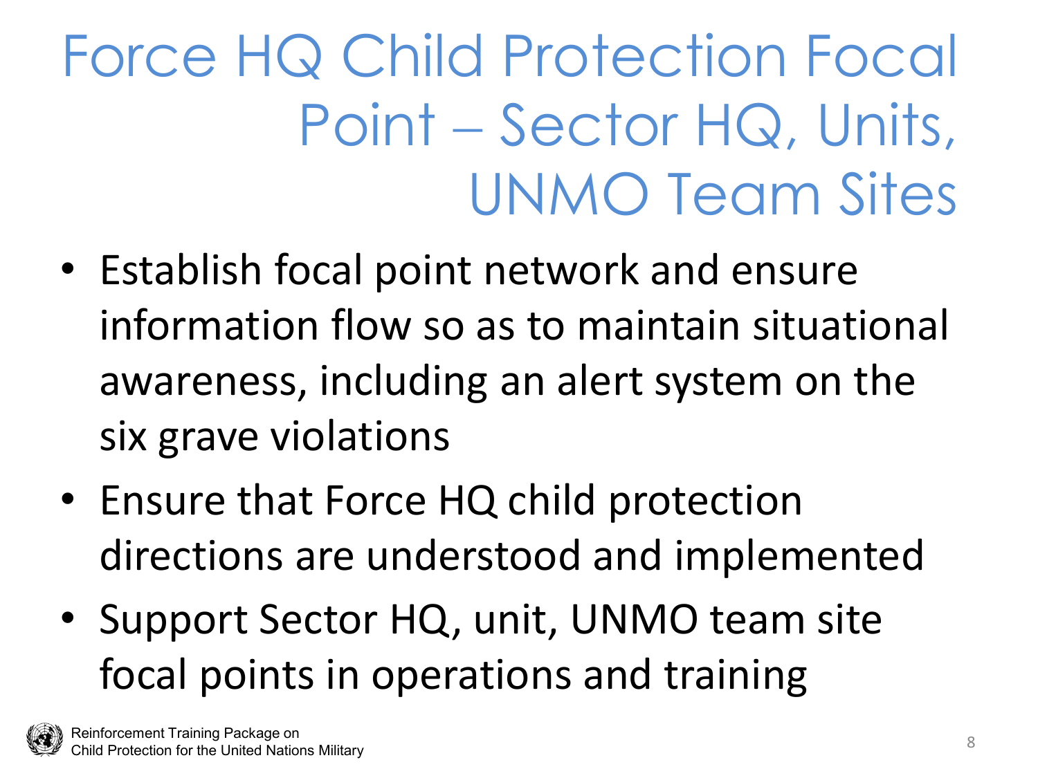# Force HQ Child Protection Focal Point – Sector HQ, Units, UNMO Team Sites

- Establish focal point network and ensure information flow so as to maintain situational awareness, including an alert system on the six grave violations
- Ensure that Force HQ child protection directions are understood and implemented
- Support Sector HQ, unit, UNMO team site focal points in operations and training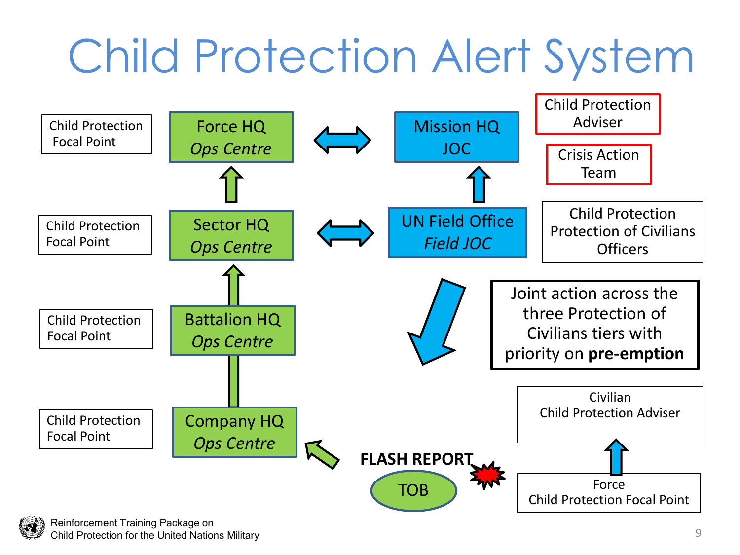# Child Protection Alert System

Child Protection Focal Point

**Force HQ**
*Ops Centre*

**Mission HQ**
JOC

Child Protection Adviser

Crisis Action Team

Child Protection Focal Point

**Sector HQ**
*Ops Centre*

**UN Field Office**
*Field JOC*

Child Protection
Protection of Civilians
Officers

Child Protection Focal Point

**Battalion HQ**
*Ops Centre*

Joint action across the three Protection of Civilians tiers with priority on **pre-emption**

Child Protection Focal Point

**Company HQ**
*Ops Centre*

**FLASH REPORT**

TOB

Civilian
Child Protection Adviser

Force
Child Protection Focal Point

Reinforcement Training Package on Child Protection for the United Nations Military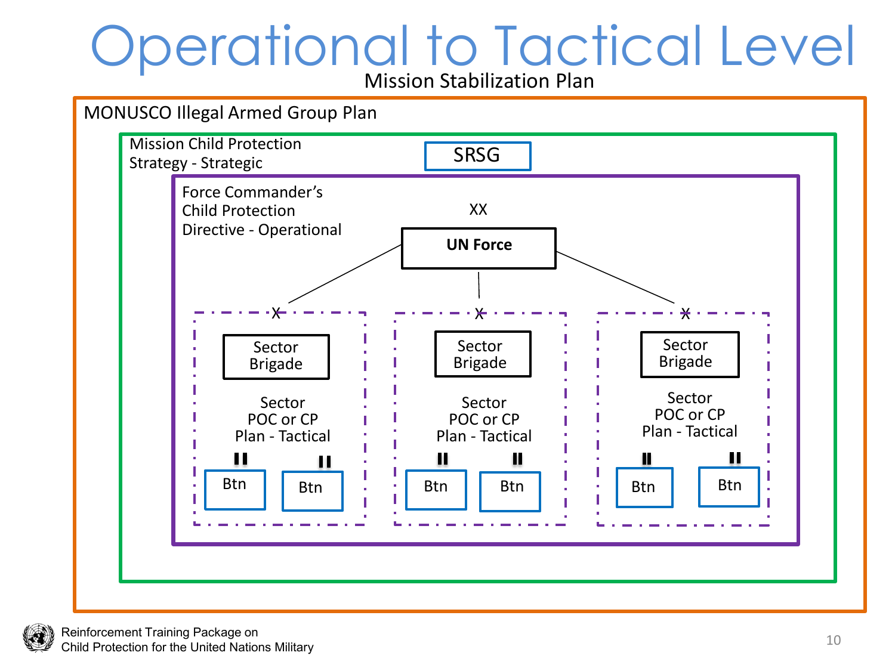# Operational to Tactical Level

Mission Stabilization Plan

MONUSCO Illegal Armed Group Plan

Mission Child Protection Strategy - Strategic

SRSG

Force Commander's Child Protection Directive - Operational

XX

**UN Force**

X

Sector Brigade

Sector POC or CP Plan - Tactical

II Btn

II Btn

X

Sector Brigade

Sector POC or CP Plan - Tactical

II Btn

II Btn

X

Sector Brigade

Sector POC or CP Plan - Tactical

II Btn

II Btn

Reinforcement Training Package on Child Protection for the United Nations Military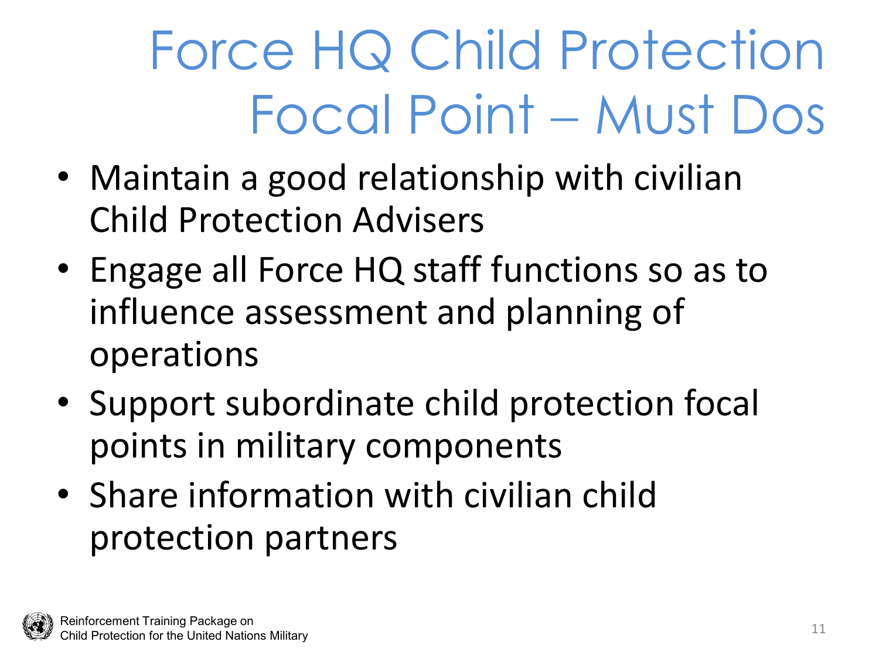# Force HQ Child Protection Focal Point – Must Dos

- Maintain a good relationship with civilian Child Protection Advisers
- Engage all Force HQ staff functions so as to influence assessment and planning of operations
- Support subordinate child protection focal points in military components
- Share information with civilian child protection partners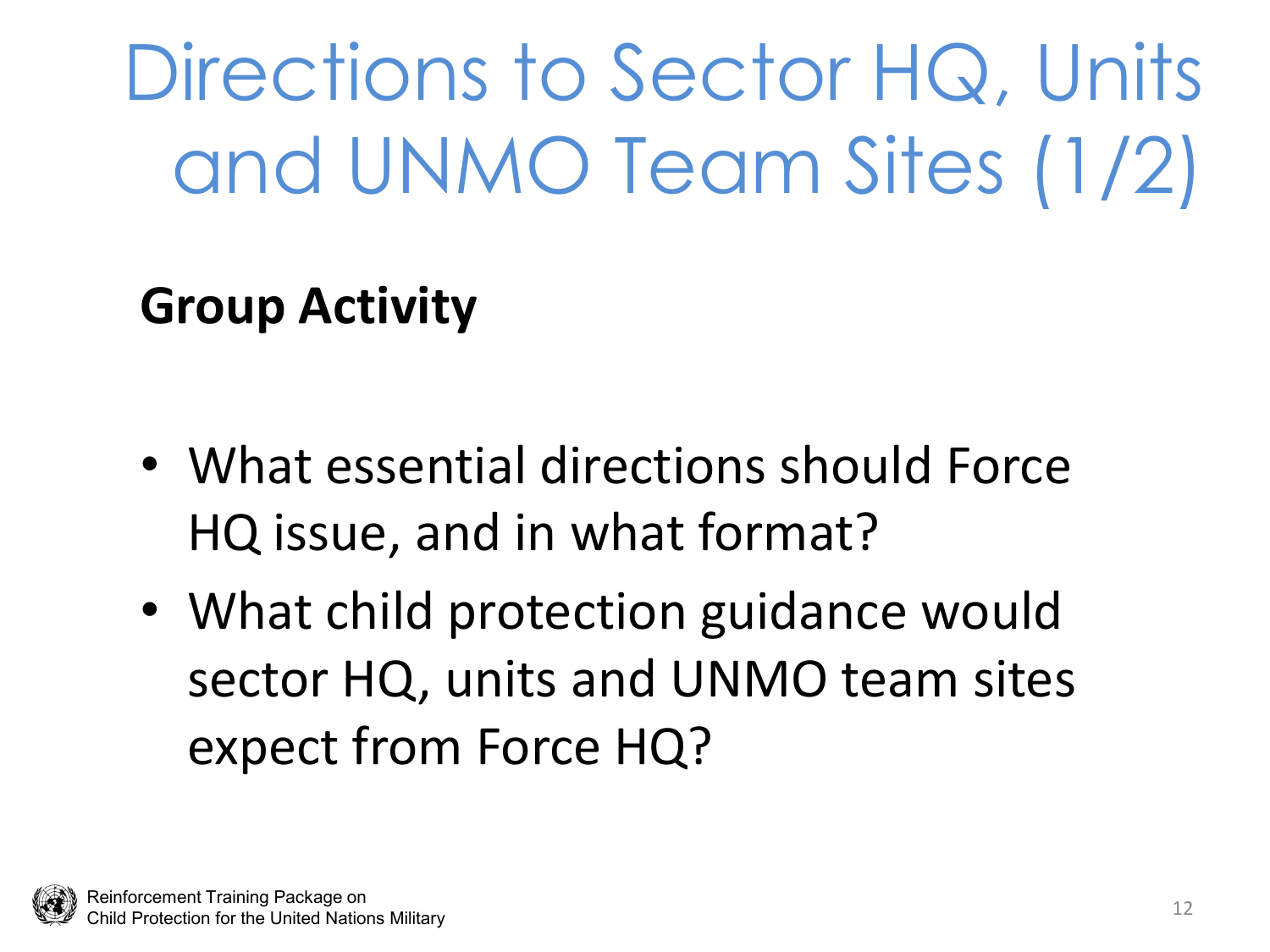# Directions to Sector HQ, Units and UNMO Team Sites (1/2)

**Group Activity**

- What essential directions should Force HQ issue, and in what format?
- What child protection guidance would sector HQ, units and UNMO team sites expect from Force HQ?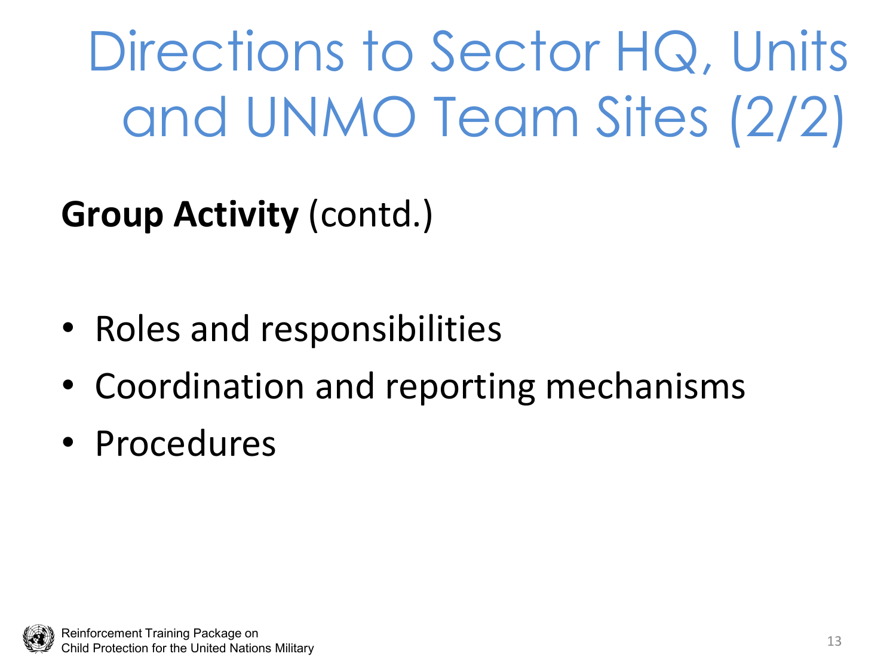# Directions to Sector HQ, Units and UNMO Team Sites (2/2)

**Group Activity** (contd.)

- Roles and responsibilities
- Coordination and reporting mechanisms
- Procedures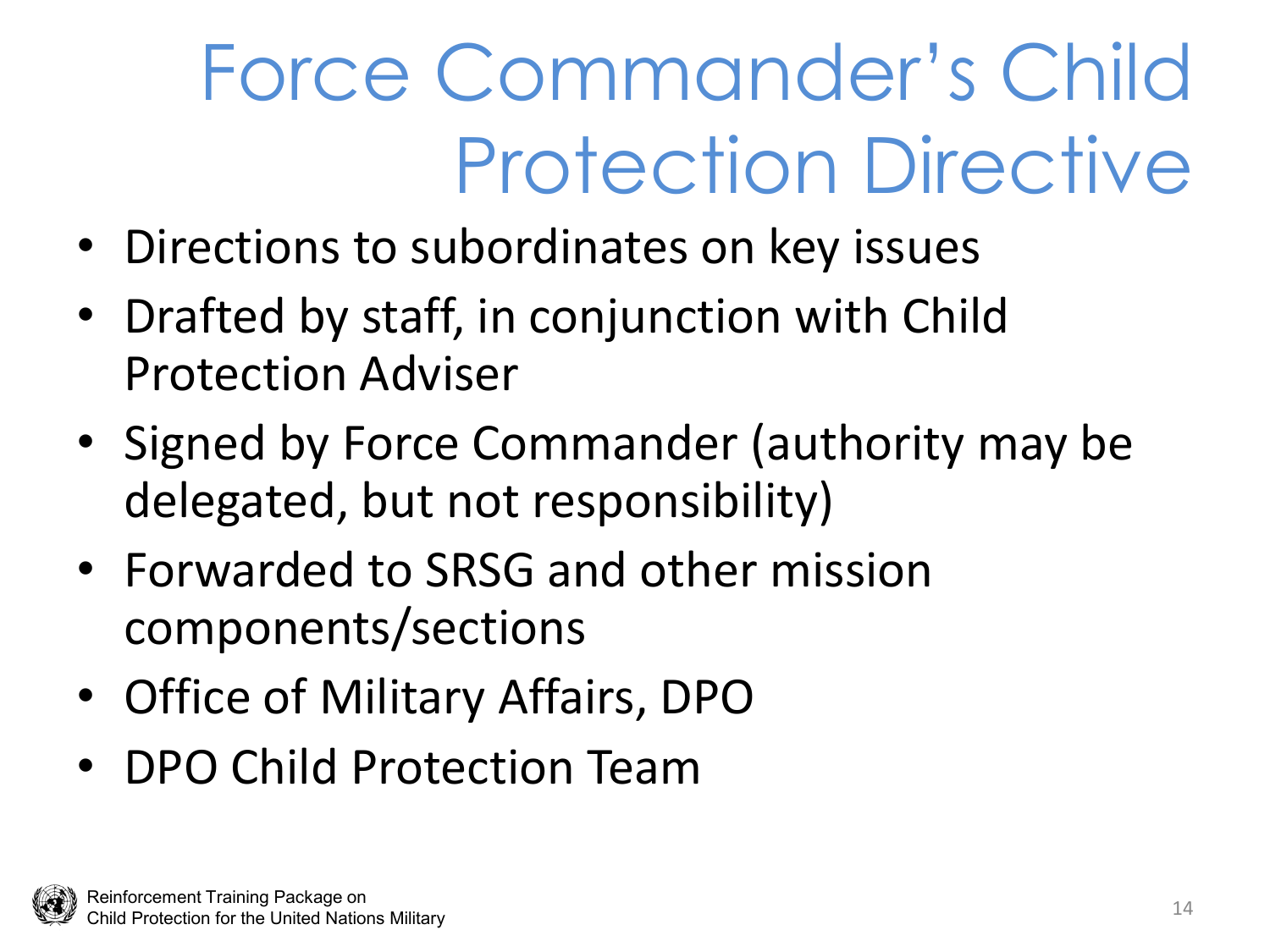# Force Commander's Child Protection Directive

- Directions to subordinates on key issues
- Drafted by staff, in conjunction with Child Protection Adviser
- Signed by Force Commander (authority may be delegated, but not responsibility)
- Forwarded to SRSG and other mission components/sections
- Office of Military Affairs, DPO
- DPO Child Protection Team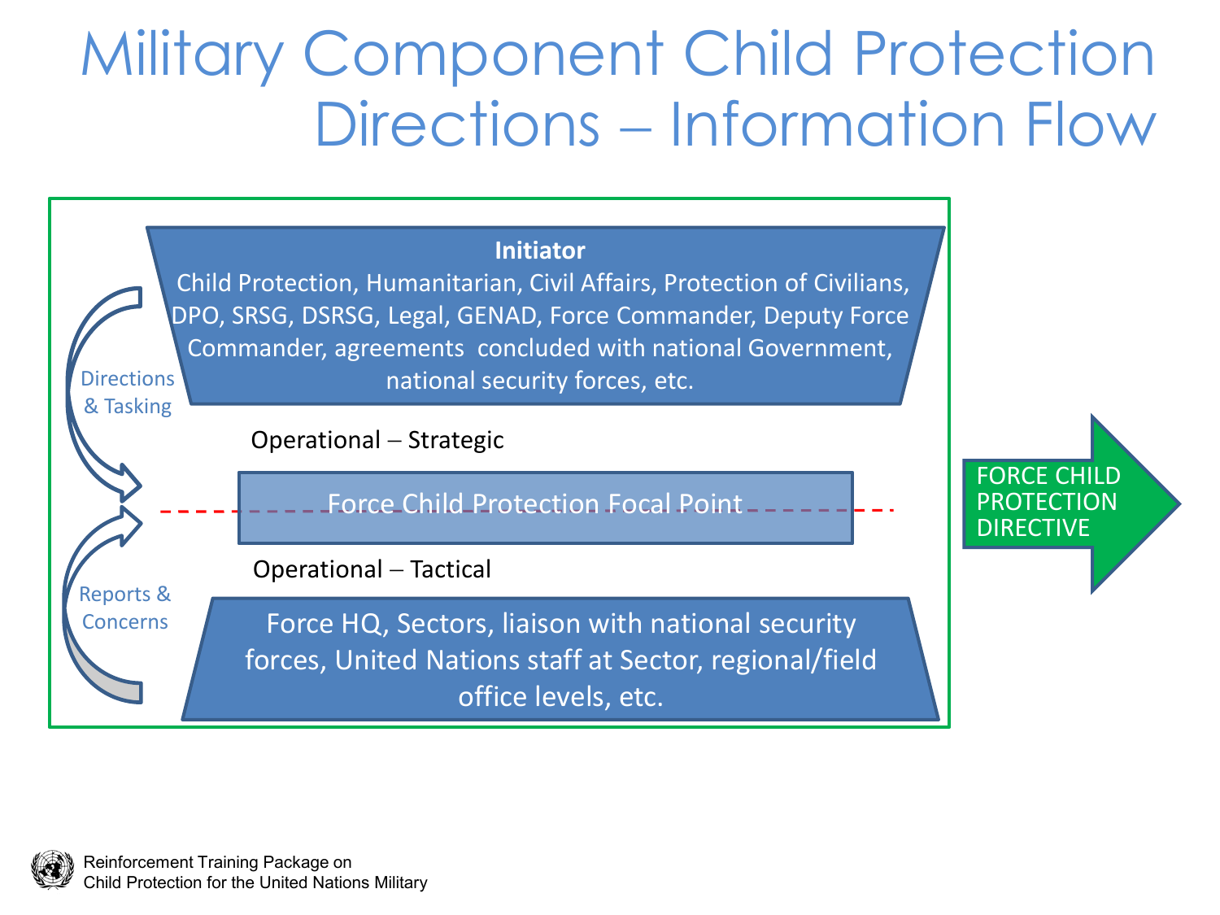# Military Component Child Protection Directions – Information Flow

**Initiator**

Child Protection, Humanitarian, Civil Affairs, Protection of Civilians, DPO, SRSG, DSRSG, Legal, GENAD, Force Commander, Deputy Force Commander, agreements concluded with national Government, national security forces, etc.

Directions & Tasking

Operational – Strategic

Force Child Protection Focal Point

Operational – Tactical

Reports & Concerns

Force HQ, Sectors, liaison with national security forces, United Nations staff at Sector, regional/field office levels, etc.

FORCE CHILD PROTECTION DIRECTIVE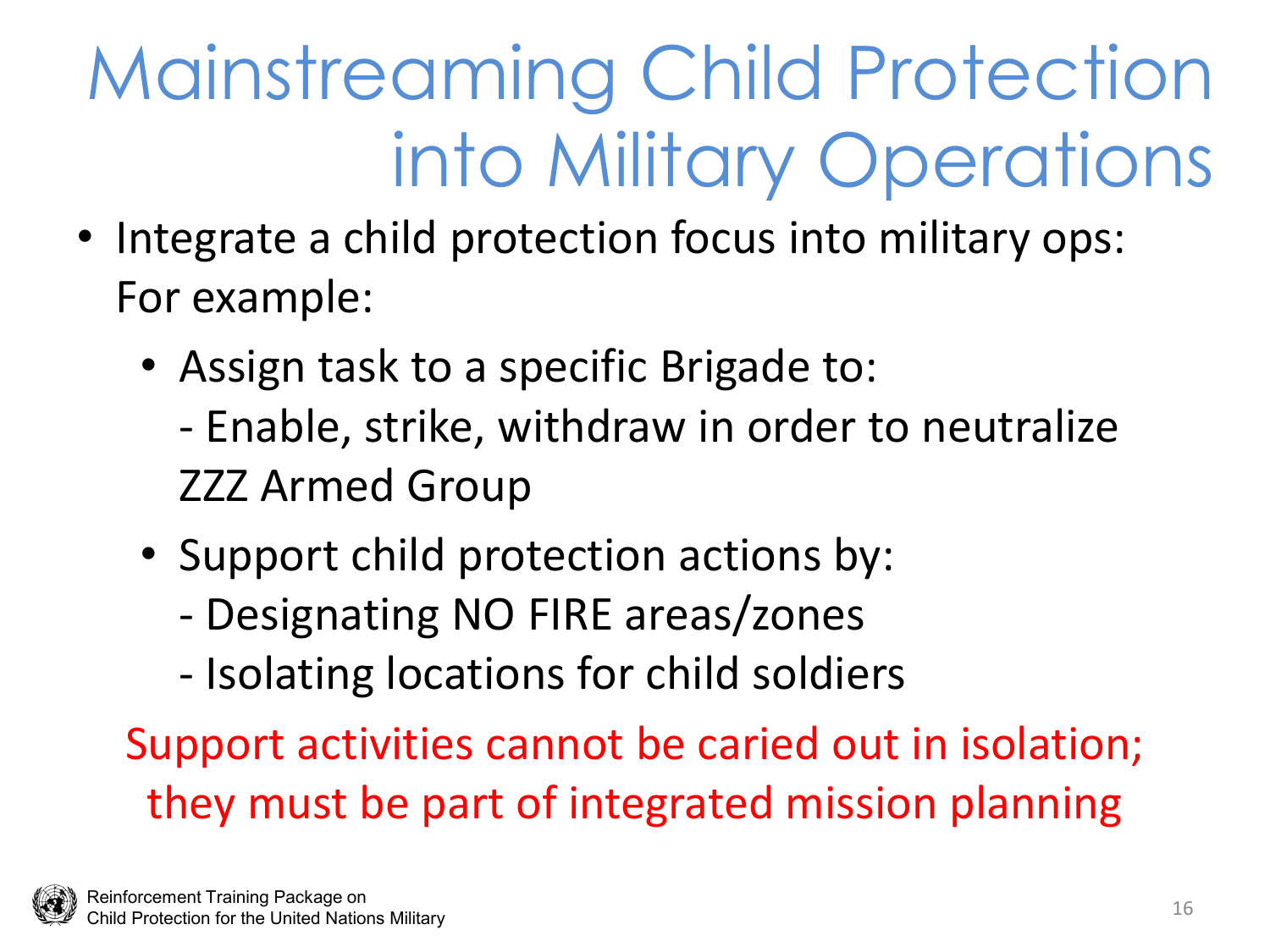# Mainstreaming Child Protection into Military Operations

- Integrate a child protection focus into military ops: For example:
  - Assign task to a specific Brigade to:
    - Enable, strike, withdraw in order to neutralize ZZZ Armed Group
  - Support child protection actions by:
    - Designating NO FIRE areas/zones
    - Isolating locations for child soldiers

Support activities cannot be caried out in isolation; they must be part of integrated mission planning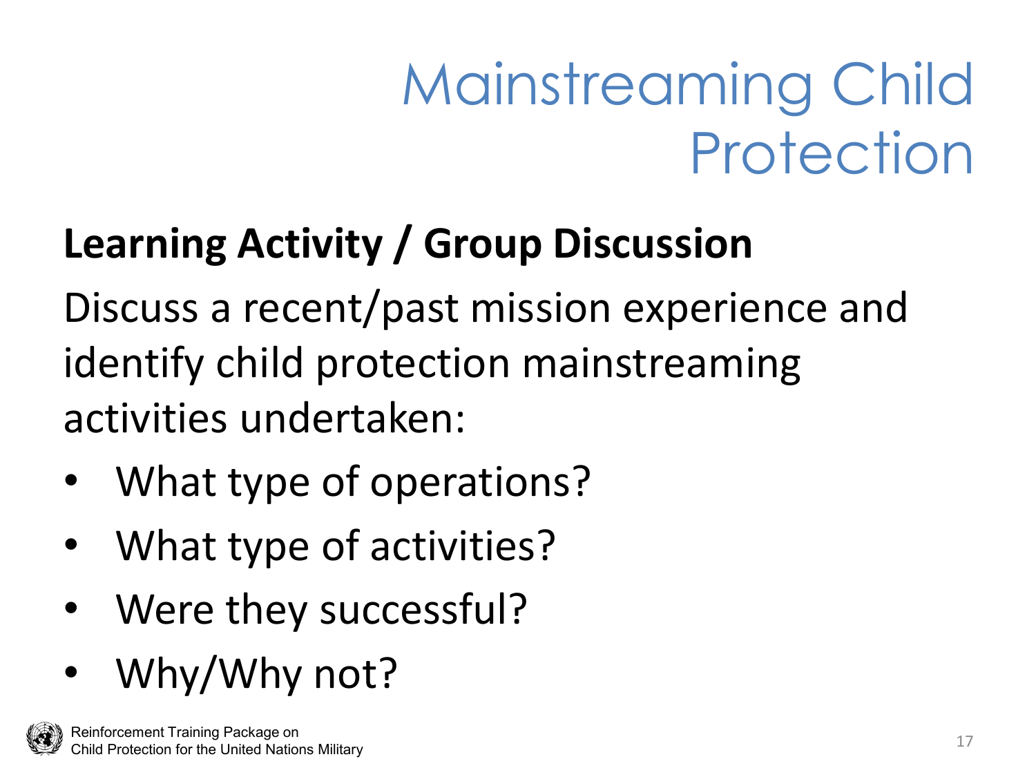# Mainstreaming Child Protection

**Learning Activity / Group Discussion**

Discuss a recent/past mission experience and identify child protection mainstreaming activities undertaken:

- What type of operations?
- What type of activities?
- Were they successful?
- Why/Why not?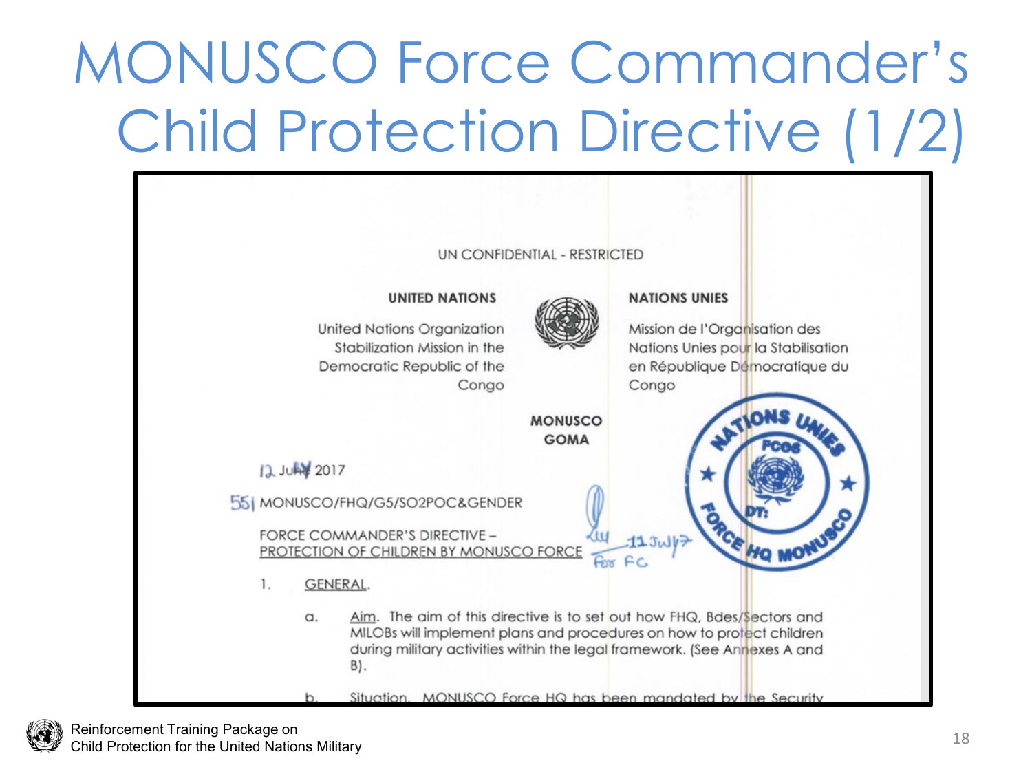# MONUSCO Force Commander's Child Protection Directive (1/2)

UN CONFIDENTIAL - RESTRICTED

**UNITED NATIONS**

United Nations Organization Stabilization Mission in the Democratic Republic of the Congo

**NATIONS UNIES**

Mission de l'Organisation des Nations Unies pour la Stabilisation en République Démocratique du Congo

**MONUSCO**
**GOMA**

12 July 2017

551 MONUSCO/FHQ/G5/SO2POC&GENDER

FORCE COMMANDER'S DIRECTIVE –
PROTECTION OF CHILDREN BY MONUSCO FORCE

1. GENERAL.

   a. Aim. The aim of this directive is to set out how FHQ, Bdes/Sectors and MILOBs will implement plans and procedures on how to protect children during military activities within the legal framework. (See Annexes A and B).

   b. Situation. MONUSCO Force HQ has been mandated by the Security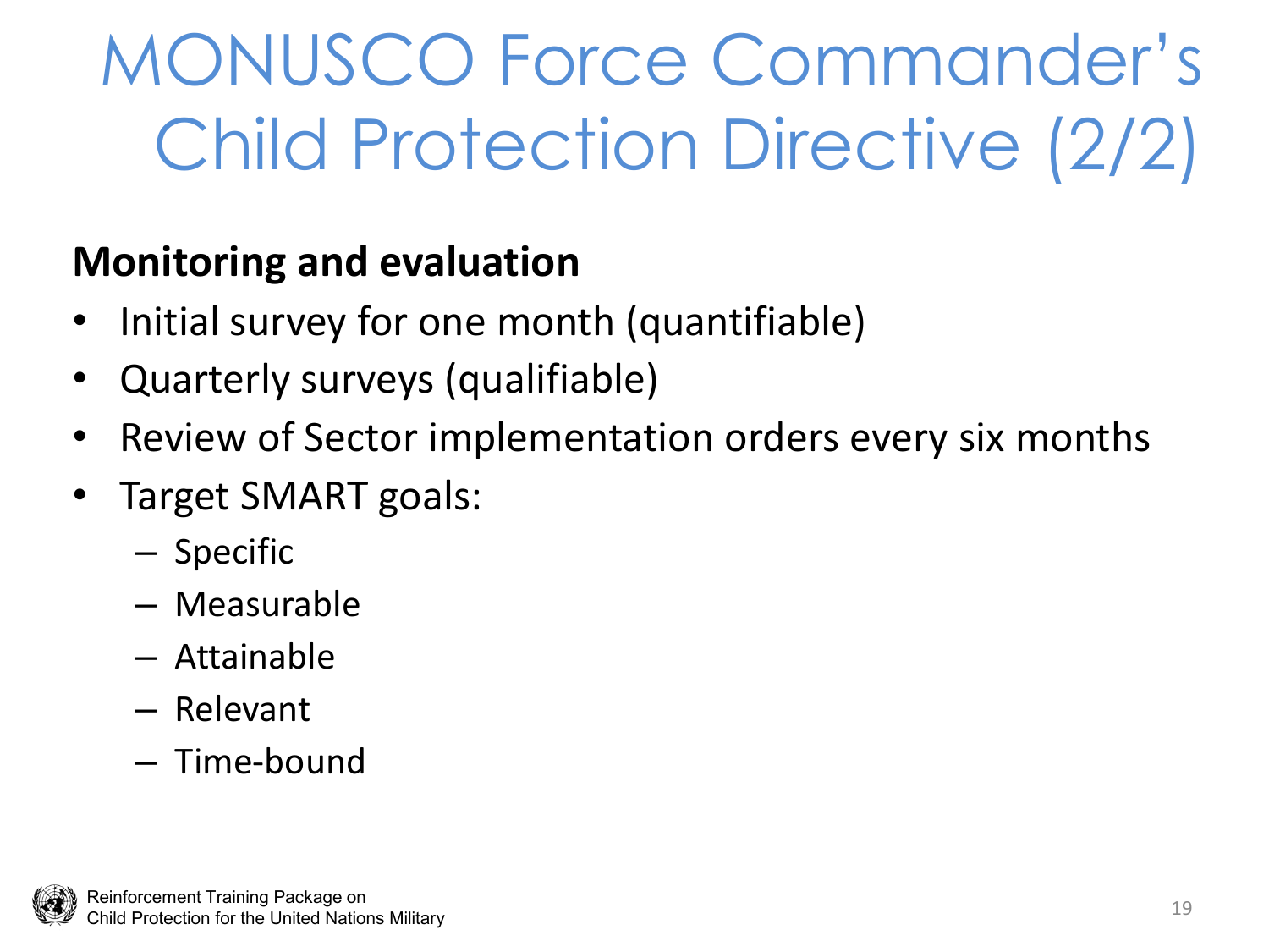# MONUSCO Force Commander's Child Protection Directive (2/2)

**Monitoring and evaluation**

- Initial survey for one month (quantifiable)
- Quarterly surveys (qualifiable)
- Review of Sector implementation orders every six months
- Target SMART goals:
  - Specific
  - Measurable
  - Attainable
  - Relevant
  - Time-bound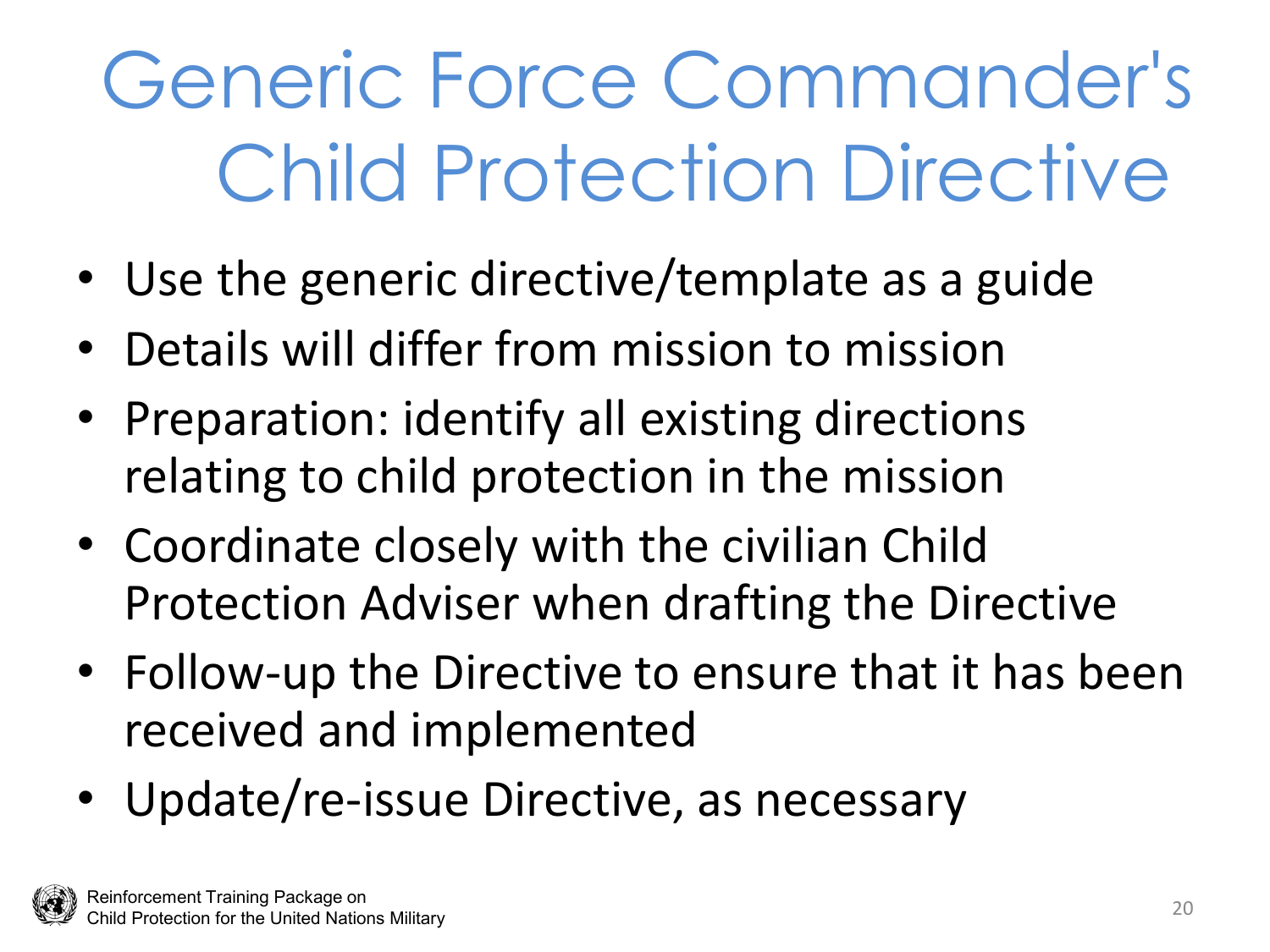# Generic Force Commander's Child Protection Directive

- Use the generic directive/template as a guide
- Details will differ from mission to mission
- Preparation: identify all existing directions relating to child protection in the mission
- Coordinate closely with the civilian Child Protection Adviser when drafting the Directive
- Follow-up the Directive to ensure that it has been received and implemented
- Update/re-issue Directive, as necessary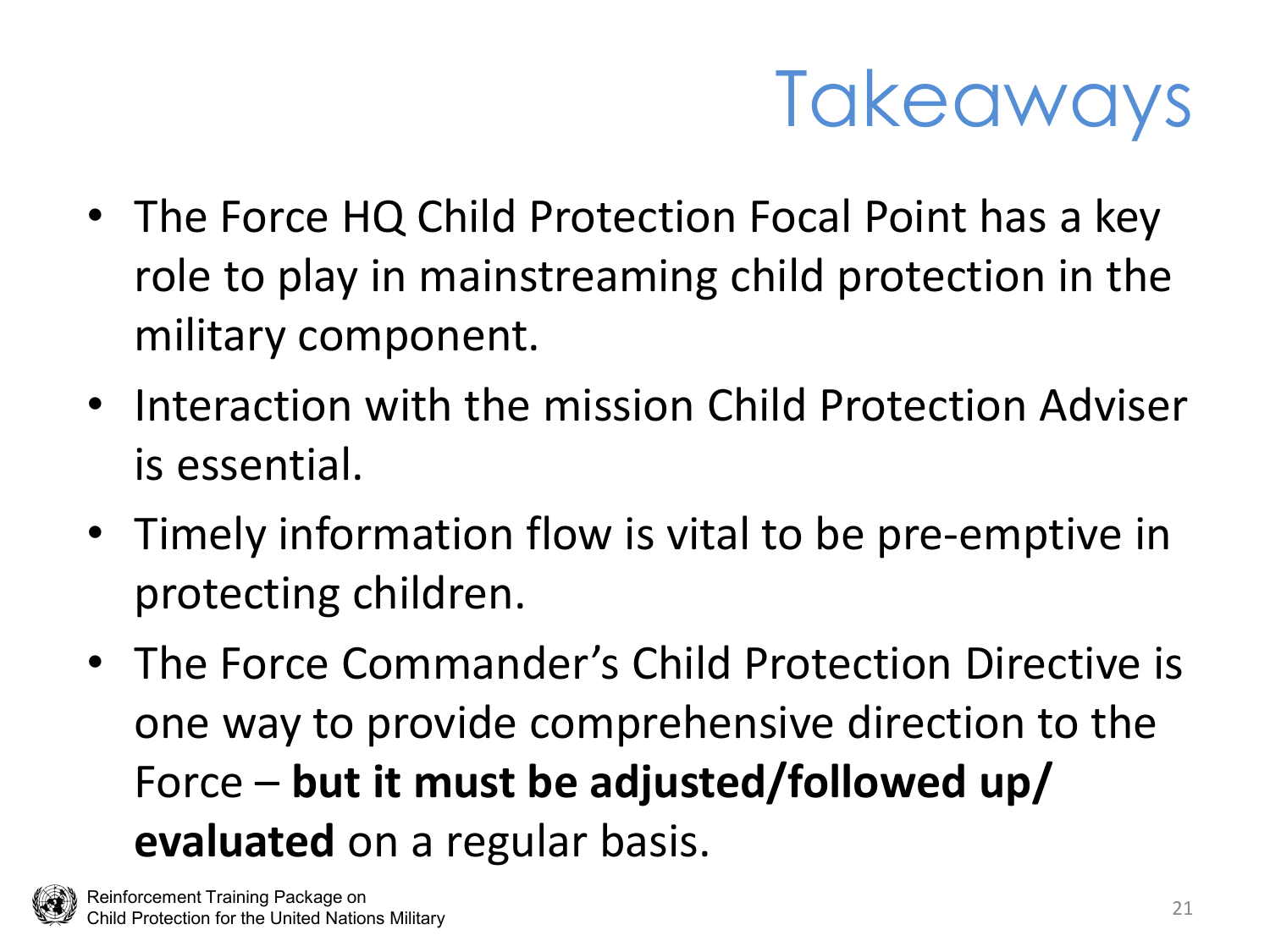# Takeaways

- The Force HQ Child Protection Focal Point has a key role to play in mainstreaming child protection in the military component.
- Interaction with the mission Child Protection Adviser is essential.
- Timely information flow is vital to be pre-emptive in protecting children.
- The Force Commander's Child Protection Directive is one way to provide comprehensive direction to the Force – **but it must be adjusted/followed up/ evaluated** on a regular basis.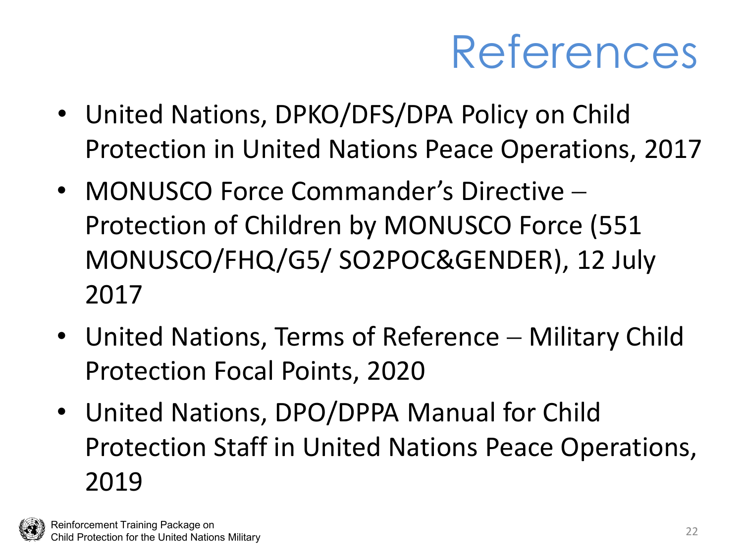# References

- United Nations, DPKO/DFS/DPA Policy on Child Protection in United Nations Peace Operations, 2017
- MONUSCO Force Commander's Directive – Protection of Children by MONUSCO Force (551 MONUSCO/FHQ/G5/ SO2POC&GENDER), 12 July 2017
- United Nations, Terms of Reference – Military Child Protection Focal Points, 2020
- United Nations, DPO/DPPA Manual for Child Protection Staff in United Nations Peace Operations, 2019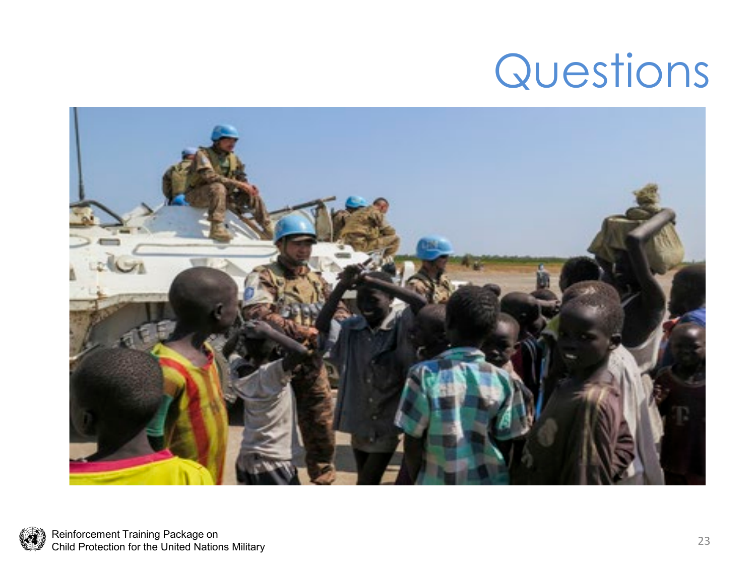# Questions